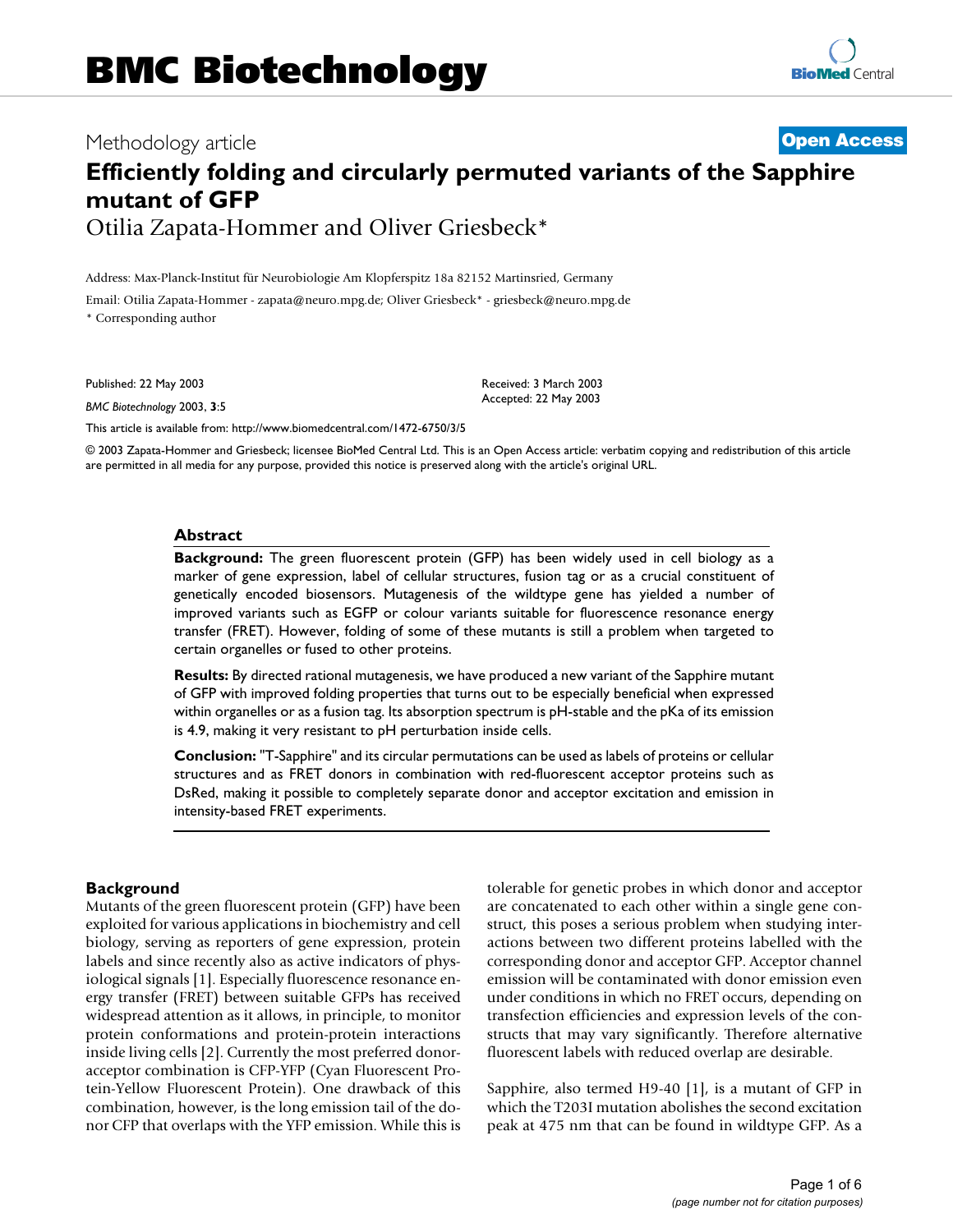# BMC Biotechnology

Methodology article **Open Access**

## Efficiently folding and circularly permuted variants of the Sapphire mutant of GFP

Otilia Zapata-Hommer and Oliver Griesbeck*

Address: Max-Planck-Institut für Neurobiologie Am Klopferspitz 18a 82152 Martinsried, Germany

Email: Otilia Zapata-Hommer - zapata@neuro.mpg.de; Oliver Griesbeck* - griesbeck@neuro.mpg.de

* Corresponding author

Published: 22 May 2003

*BMC Biotechnology* 2003, **3**:5

Received: 3 March 2003
Accepted: 22 May 2003

This article is available from: http://www.biomedcentral.com/1472-6750/3/5

© 2003 Zapata-Hommer and Griesbeck; licensee BioMed Central Ltd. This is an Open Access article: verbatim copying and redistribution of this article are permitted in all media for any purpose, provided this notice is preserved along with the article's original URL.

### Abstract

**Background:** The green fluorescent protein (GFP) has been widely used in cell biology as a marker of gene expression, label of cellular structures, fusion tag or as a crucial constituent of genetically encoded biosensors. Mutagenesis of the wildtype gene has yielded a number of improved variants such as EGFP or colour variants suitable for fluorescence resonance energy transfer (FRET). However, folding of some of these mutants is still a problem when targeted to certain organelles or fused to other proteins.

**Results:** By directed rational mutagenesis, we have produced a new variant of the Sapphire mutant of GFP with improved folding properties that turns out to be especially beneficial when expressed within organelles or as a fusion tag. Its absorption spectrum is pH-stable and the pKa of its emission is 4.9, making it very resistant to pH perturbation inside cells.

**Conclusion:** "T-Sapphire" and its circular permutations can be used as labels of proteins or cellular structures and as FRET donors in combination with red-fluorescent acceptor proteins such as DsRed, making it possible to completely separate donor and acceptor excitation and emission in intensity-based FRET experiments.

### Background

Mutants of the green fluorescent protein (GFP) have been exploited for various applications in biochemistry and cell biology, serving as reporters of gene expression, protein labels and since recently also as active indicators of physiological signals [1]. Especially fluorescence resonance energy transfer (FRET) between suitable GFPs has received widespread attention as it allows, in principle, to monitor protein conformations and protein-protein interactions inside living cells [2]. Currently the most preferred donor-acceptor combination is CFP-YFP (Cyan Fluorescent Protein-Yellow Fluorescent Protein). One drawback of this combination, however, is the long emission tail of the donor CFP that overlaps with the YFP emission. While this is tolerable for genetic probes in which donor and acceptor are concatenated to each other within a single gene construct, this poses a serious problem when studying interactions between two different proteins labelled with the corresponding donor and acceptor GFP. Acceptor channel emission will be contaminated with donor emission even under conditions in which no FRET occurs, depending on transfection efficiencies and expression levels of the constructs that may vary significantly. Therefore alternative fluorescent labels with reduced overlap are desirable.

Sapphire, also termed H9-40 [1], is a mutant of GFP in which the T203I mutation abolishes the second excitation peak at 475 nm that can be found in wildtype GFP. As a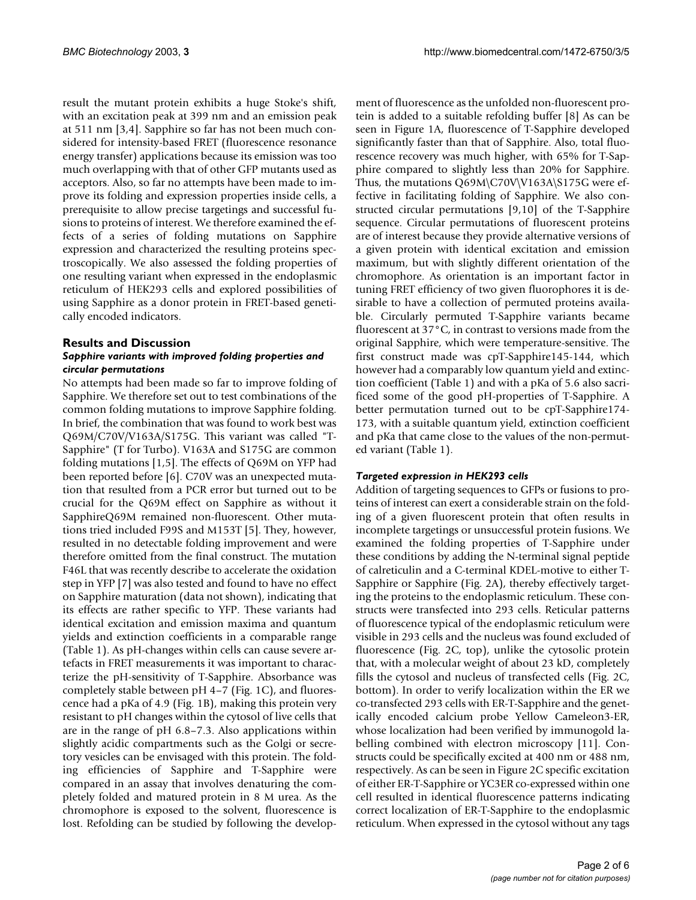result the mutant protein exhibits a huge Stoke's shift, with an excitation peak at 399 nm and an emission peak at 511 nm [3,4]. Sapphire so far has not been much considered for intensity-based FRET (fluorescence resonance energy transfer) applications because its emission was too much overlapping with that of other GFP mutants used as acceptors. Also, so far no attempts have been made to improve its folding and expression properties inside cells, a prerequisite to allow precise targetings and successful fusions to proteins of interest. We therefore examined the effects of a series of folding mutations on Sapphire expression and characterized the resulting proteins spectroscopically. We also assessed the folding properties of one resulting variant when expressed in the endoplasmic reticulum of HEK293 cells and explored possibilities of using Sapphire as a donor protein in FRET-based genetically encoded indicators.

## Results and Discussion

### *Sapphire variants with improved folding properties and circular permutations*

No attempts had been made so far to improve folding of Sapphire. We therefore set out to test combinations of the common folding mutations to improve Sapphire folding. In brief, the combination that was found to work best was Q69M/C70V/V163A/S175G. This variant was called "T-Sapphire" (T for Turbo). V163A and S175G are common folding mutations [1,5]. The effects of Q69M on YFP had been reported before [6]. C70V was an unexpected mutation that resulted from a PCR error but turned out to be crucial for the Q69M effect on Sapphire as without it SapphireQ69M remained non-fluorescent. Other mutations tried included F99S and M153T [5]. They, however, resulted in no detectable folding improvement and were therefore omitted from the final construct. The mutation F46L that was recently describe to accelerate the oxidation step in YFP [7] was also tested and found to have no effect on Sapphire maturation (data not shown), indicating that its effects are rather specific to YFP. These variants had identical excitation and emission maxima and quantum yields and extinction coefficients in a comparable range (Table 1). As pH-changes within cells can cause severe artefacts in FRET measurements it was important to characterize the pH-sensitivity of T-Sapphire. Absorbance was completely stable between pH 4–7 (Fig. 1C), and fluorescence had a pKa of 4.9 (Fig. 1B), making this protein very resistant to pH changes within the cytosol of live cells that are in the range of pH 6.8–7.3. Also applications within slightly acidic compartments such as the Golgi or secretory vesicles can be envisaged with this protein. The folding efficiencies of Sapphire and T-Sapphire were compared in an assay that involves denaturing the completely folded and matured protein in 8 M urea. As the chromophore is exposed to the solvent, fluorescence is lost. Refolding can be studied by following the development of fluorescence as the unfolded non-fluorescent protein is added to a suitable refolding buffer [8] As can be seen in Figure 1A, fluorescence of T-Sapphire developed significantly faster than that of Sapphire. Also, total fluorescence recovery was much higher, with 65% for T-Sapphire compared to slightly less than 20% for Sapphire. Thus, the mutations Q69M\C70V\V163A\S175G were effective in facilitating folding of Sapphire. We also constructed circular permutations [9,10] of the T-Sapphire sequence. Circular permutations of fluorescent proteins are of interest because they provide alternative versions of a given protein with identical excitation and emission maximum, but with slightly different orientation of the chromophore. As orientation is an important factor in tuning FRET efficiency of two given fluorophores it is desirable to have a collection of permuted proteins available. Circularly permuted T-Sapphire variants became fluorescent at 37°C, in contrast to versions made from the original Sapphire, which were temperature-sensitive. The first construct made was cpT-Sapphire145-144, which however had a comparably low quantum yield and extinction coefficient (Table 1) and with a pKa of 5.6 also sacrificed some of the good pH-properties of T-Sapphire. A better permutation turned out to be cpT-Sapphire174-173, with a suitable quantum yield, extinction coefficient and pKa that came close to the values of the non-permuted variant (Table 1).

### *Targeted expression in HEK293 cells*

Addition of targeting sequences to GFPs or fusions to proteins of interest can exert a considerable strain on the folding of a given fluorescent protein that often results in incomplete targetings or unsuccessful protein fusions. We examined the folding properties of T-Sapphire under these conditions by adding the N-terminal signal peptide of calreticulin and a C-terminal KDEL-motive to either T-Sapphire or Sapphire (Fig. 2A), thereby effectively targeting the proteins to the endoplasmic reticulum. These constructs were transfected into 293 cells. Reticular patterns of fluorescence typical of the endoplasmic reticulum were visible in 293 cells and the nucleus was found excluded of fluorescence (Fig. 2C, top), unlike the cytosolic protein that, with a molecular weight of about 23 kD, completely fills the cytosol and nucleus of transfected cells (Fig. 2C, bottom). In order to verify localization within the ER we co-transfected 293 cells with ER-T-Sapphire and the genetically encoded calcium probe Yellow Cameleon3-ER, whose localization had been verified by immunogold labelling combined with electron microscopy [11]. Constructs could be specifically excited at 400 nm or 488 nm, respectively. As can be seen in Figure 2C specific excitation of either ER-T-Sapphire or YC3ER co-expressed within one cell resulted in identical fluorescence patterns indicating correct localization of ER-T-Sapphire to the endoplasmic reticulum. When expressed in the cytosol without any tags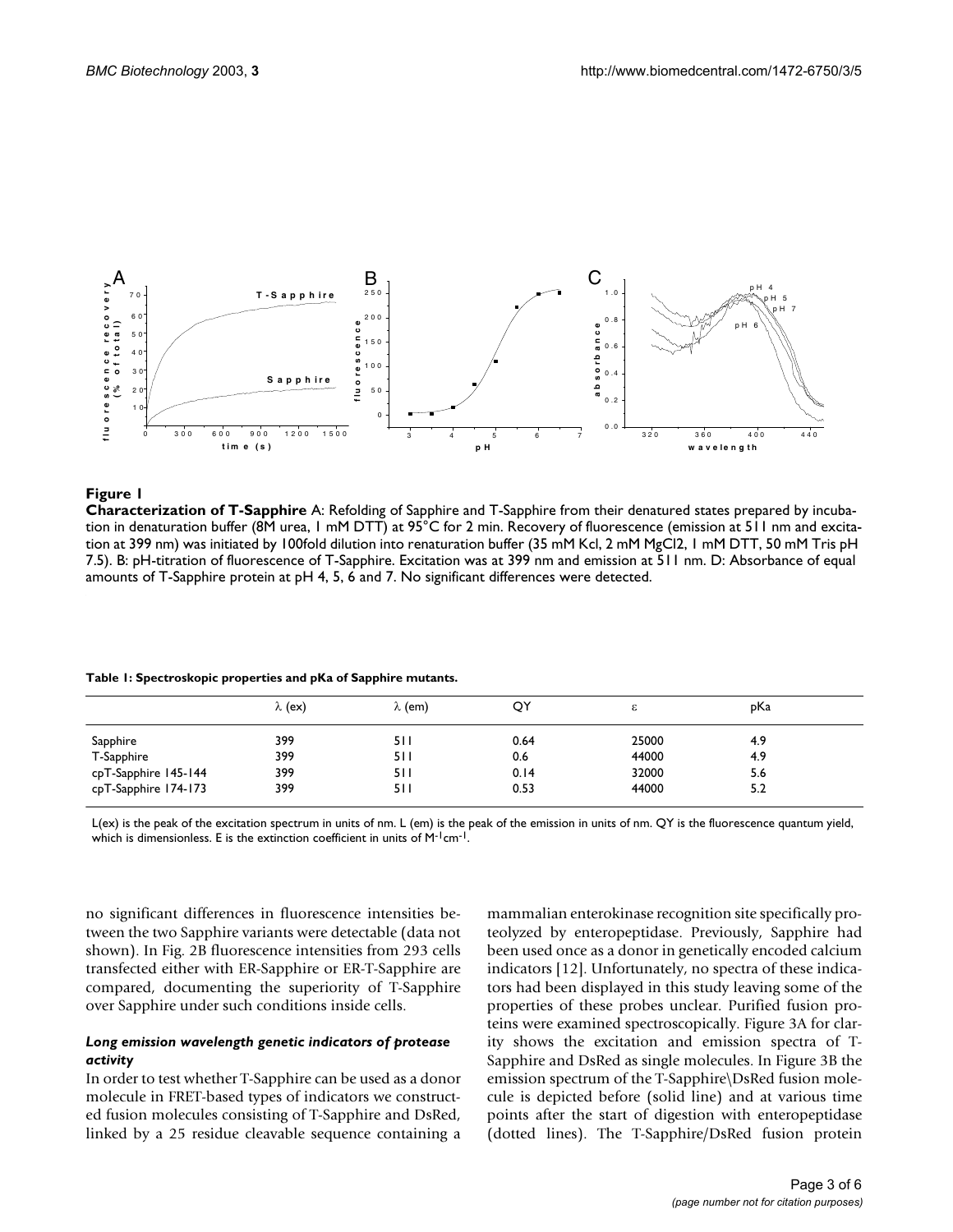**Figure 1**

**Characterization of T-Sapphire** A: Refolding of Sapphire and T-Sapphire from their denatured states prepared by incubation in denaturation buffer (8M urea, 1 mM DTT) at 95°C for 2 min. Recovery of fluorescence (emission at 511 nm and excitation at 399 nm) was initiated by 100fold dilution into renaturation buffer (35 mM Kcl, 2 mM MgCl2, 1 mM DTT, 50 mM Tris pH 7.5). B: pH-titration of fluorescence of T-Sapphire. Excitation was at 399 nm and emission at 511 nm. D: Absorbance of equal amounts of T-Sapphire protein at pH 4, 5, 6 and 7. No significant differences were detected.

**Table 1: Spectroskopic properties and pKa of Sapphire mutants.**

| | λ (ex) | λ (em) | QY | ε | pKa |
|---|---|---|---|---|---|
| Sapphire | 399 | 511 | 0.64 | 25000 | 4.9 |
| T-Sapphire | 399 | 511 | 0.6 | 44000 | 4.9 |
| cpT-Sapphire 145-144 | 399 | 511 | 0.14 | 32000 | 5.6 |
| cpT-Sapphire 174-173 | 399 | 511 | 0.53 | 44000 | 5.2 |

L(ex) is the peak of the excitation spectrum in units of nm. L (em) is the peak of the emission in units of nm. QY is the fluorescence quantum yield, which is dimensionless. E is the extinction coefficient in units of $M^{-1}cm^{-1}$.

no significant differences in fluorescence intensities between the two Sapphire variants were detectable (data not shown). In Fig. 2B fluorescence intensities from 293 cells transfected either with ER-Sapphire or ER-T-Sapphire are compared, documenting the superiority of T-Sapphire over Sapphire under such conditions inside cells.

### *Long emission wavelength genetic indicators of protease activity*

In order to test whether T-Sapphire can be used as a donor molecule in FRET-based types of indicators we constructed fusion molecules consisting of T-Sapphire and DsRed, linked by a 25 residue cleavable sequence containing a mammalian enterokinase recognition site specifically proteolyzed by enteropeptidase. Previously, Sapphire had been used once as a donor in genetically encoded calcium indicators [12]. Unfortunately, no spectra of these indicators had been displayed in this study leaving some of the properties of these probes unclear. Purified fusion proteins were examined spectroscopically. Figure 3A for clarity shows the excitation and emission spectra of T-Sapphire and DsRed as single molecules. In Figure 3B the emission spectrum of the T-Sapphire\DsRed fusion molecule is depicted before (solid line) and at various time points after the start of digestion with enteropeptidase (dotted lines). The T-Sapphire/DsRed fusion protein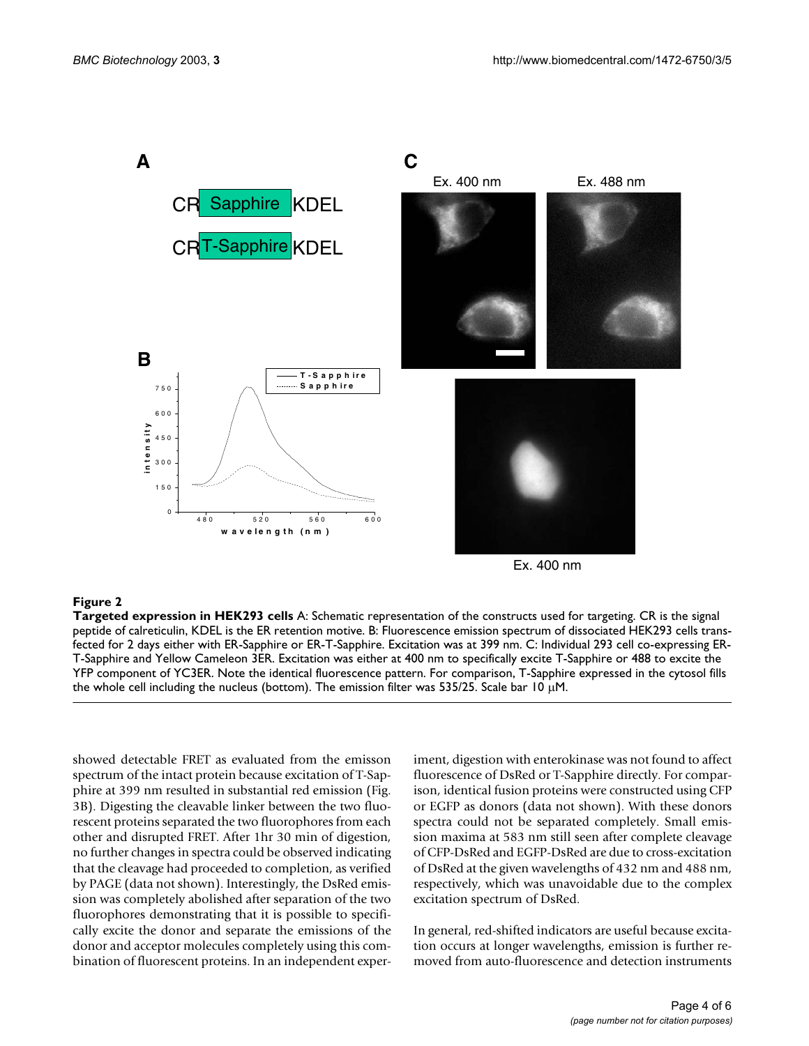**Figure 2**
**Targeted expression in HEK293 cells** A: Schematic representation of the constructs used for targeting. CR is the signal peptide of calreticulin, KDEL is the ER retention motive. B: Fluorescence emission spectrum of dissociated HEK293 cells transfected for 2 days either with ER-Sapphire or ER-T-Sapphire. Excitation was at 399 nm. C: Individual 293 cell co-expressing ER-T-Sapphire and Yellow Cameleon 3ER. Excitation was either at 400 nm to specifically excite T-Sapphire or 488 to excite the YFP component of YC3ER. Note the identical fluorescence pattern. For comparison, T-Sapphire expressed in the cytosol fills the whole cell including the nucleus (bottom). The emission filter was 535/25. Scale bar 10 μM.

showed detectable FRET as evaluated from the emisson spectrum of the intact protein because excitation of T-Sapphire at 399 nm resulted in substantial red emission (Fig. 3B). Digesting the cleavable linker between the two fluorescent proteins separated the two fluorophores from each other and disrupted FRET. After 1hr 30 min of digestion, no further changes in spectra could be observed indicating that the cleavage had proceeded to completion, as verified by PAGE (data not shown). Interestingly, the DsRed emission was completely abolished after separation of the two fluorophores demonstrating that it is possible to specifically excite the donor and separate the emissions of the donor and acceptor molecules completely using this combination of fluorescent proteins. In an independent experiment, digestion with enterokinase was not found to affect fluorescence of DsRed or T-Sapphire directly. For comparison, identical fusion proteins were constructed using CFP or EGFP as donors (data not shown). With these donors spectra could not be separated completely. Small emission maxima at 583 nm still seen after complete cleavage of CFP-DsRed and EGFP-DsRed are due to cross-excitation of DsRed at the given wavelengths of 432 nm and 488 nm, respectively, which was unavoidable due to the complex excitation spectrum of DsRed.

In general, red-shifted indicators are useful because excitation occurs at longer wavelengths, emission is further removed from auto-fluorescence and detection instruments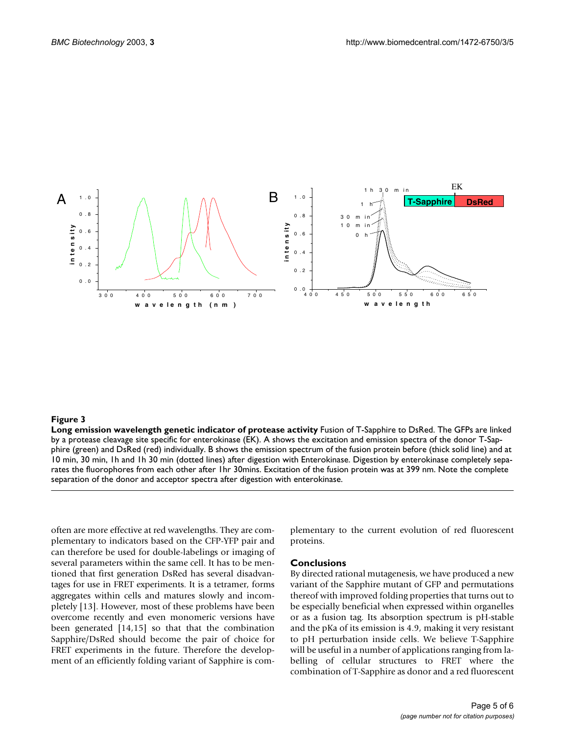**Figure 3**

**Long emission wavelength genetic indicator of protease activity** Fusion of T-Sapphire to DsRed. The GFPs are linked by a protease cleavage site specific for enterokinase (EK). A shows the excitation and emission spectra of the donor T-Sapphire (green) and DsRed (red) individually. B shows the emission spectrum of the fusion protein before (thick solid line) and at 10 min, 30 min, 1h and 1h 30 min (dotted lines) after digestion with Enterokinase. Digestion by enterokinase completely separates the fluorophores from each other after 1hr 30mins. Excitation of the fusion protein was at 399 nm. Note the complete separation of the donor and acceptor spectra after digestion with enterokinase.

often are more effective at red wavelengths. They are complementary to indicators based on the CFP-YFP pair and can therefore be used for double-labelings or imaging of several parameters within the same cell. It has to be mentioned that first generation DsRed has several disadvantages for use in FRET experiments. It is a tetramer, forms aggregates within cells and matures slowly and incompletely [13]. However, most of these problems have been overcome recently and even monomeric versions have been generated [14,15] so that that the combination Sapphire/DsRed should become the pair of choice for FRET experiments in the future. Therefore the development of an efficiently folding variant of Sapphire is complementary to the current evolution of red fluorescent proteins.

## Conclusions

By directed rational mutagenesis, we have produced a new variant of the Sapphire mutant of GFP and permutations thereof with improved folding properties that turns out to be especially beneficial when expressed within organelles or as a fusion tag. Its absorption spectrum is pH-stable and the pKa of its emission is 4.9, making it very resistant to pH perturbation inside cells. We believe T-Sapphire will be useful in a number of applications ranging from labelling of cellular structures to FRET where the combination of T-Sapphire as donor and a red fluorescent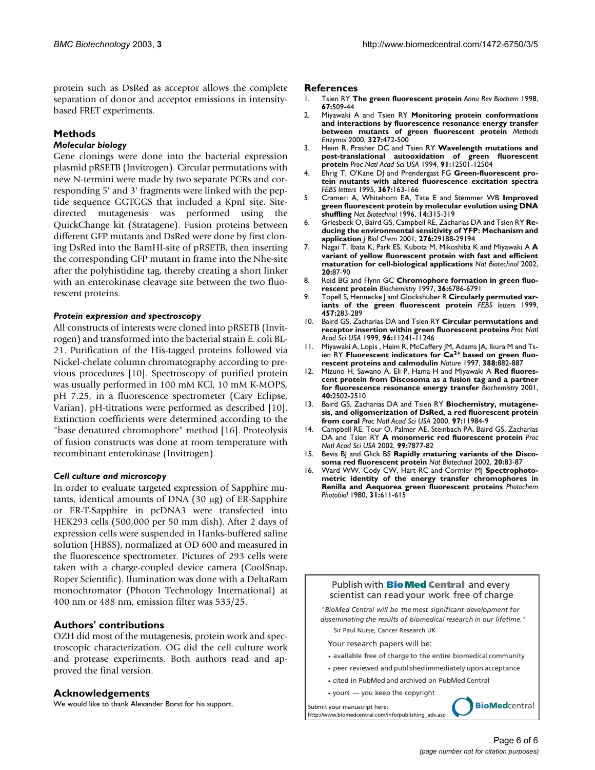protein such as DsRed as acceptor allows the complete separation of donor and acceptor emissions in intensity-based FRET experiments.

## Methods

### Molecular biology

Gene clonings were done into the bacterial expression plasmid pRSETB (Invitrogen). Circular permutations with new N-termini were made by two separate PCRs and corresponding 5' and 3' fragments were linked with the peptide sequence GGTGGS that included a KpnI site. Site-directed mutagenesis was performed using the QuickChange kit (Stratagene). Fusion proteins between different GFP mutants and DsRed were done by first cloning DsRed into the BamHI-site of pRSETB, then inserting the corresponding GFP mutant in frame into the Nhe-site after the polyhistidine tag, thereby creating a short linker with an enterokinase cleavage site between the two fluorescent proteins.

### Protein expression and spectroscopy

All constructs of interests were cloned into pRSETB (Invitrogen) and transformed into the bacterial strain E. coli BL-21. Purification of the His-tagged proteins followed via Nickel-chelate column chromatography according to previous procedures [10]. Spectroscopy of purified protein was usually performed in 100 mM KCl, 10 mM K-MOPS, pH 7.25, in a fluorescence spectrometer (Cary Eclipse, Varian). pH-titrations were performed as described [10]. Extinction coefficients were determined according to the "base denatured chromophore" method [16]. Proteolysis of fusion constructs was done at room temperature with recombinant enterokinase (Invitrogen).

### Cell culture and microscopy

In order to evaluate targeted expression of Sapphire mutants, identical amounts of DNA (30 μg) of ER-Sapphire or ER-T-Sapphire in pcDNA3 were transfected into HEK293 cells (500,000 per 50 mm dish). After 2 days of expression cells were suspended in Hanks-buffered saline solution (HBSS), normalized at OD 600 and measured in the fluorescence spectrometer. Pictures of 293 cells were taken with a charge-coupled device camera (CoolSnap, Roper Scientific). llumination was done with a DeltaRam monochromator (Photon Technology International) at 400 nm or 488 nm, emission filter was 535/25.

## Authors' contributions

OZH did most of the mutagenesis, protein work and spectroscopic characterization. OG did the cell culture work and protease experiments. Both authors read and approved the final version.

## Acknowledgements

We would like to thank Alexander Borst for his support.

## References

1. Tsien RY **The green fluorescent protein** *Annu Rev Biochem* 1998, **67:**509-44
2. Miyawaki A and Tsien RY **Monitoring protein conformations and interactions by fluorescence resonance energy transfer between mutants of green fluorescent protein** *Methods Enzymol* 2000, **327:**472-500
3. Heim R, Prasher DC and Tsien RY **Wavelength mutations and post-translational autooxidation of green fluorescent protein** *Proc Natl Acad Sci USA* 1994, **91:**12501-12504
4. Ehrig T, O'Kane DJ and Prendergast FG **Green-fluorescent protein mutants with altered fluorescence excitation spectra** *FEBS letters* 1995, **367:**163-166
5. Crameri A, Whitehorn EA, Tate E and Stemmer WB **Improved green fluorescent protein by molecular evolution using DNA shuffling** *Nat Biotechnol* 1996, **14:**315-319
6. Griesbeck O, Baird GS, Campbell RE, Zacharias DA and Tsien RY **Reducing the environmental sensitivity of YFP: Mechanism and application** *J Biol Chem* 2001, **276:**29188-29194
7. Nagai T, Ibata K, Park ES, Kubota M, Mikoshiba K and Miyawaki A **A variant of yellow fluorescent protein with fast and efficient maturation for cell-biological applications** *Nat Biotechnol* 2002, **20:**87-90
8. Reid BG and Flynn GC **Chromophore formation in green fluorescent protein** *Biochemistry* 1997, **36:**6786-6791
9. Topell S, Hennecke J and Glockshuber R **Circularly permuted variants of the green fluorescent protein** *FEBS letters* 1999, **457:**283-289
10. Baird GS, Zacharias DA and Tsien RY **Circular permutations and receptor insertion within green fluorescent proteins** *Proc Natl Acad Sci USA* 1999, **96:**11241-11246
11. Miyawaki A, Lopis , Heim R, McCaffery JM, Adams JA, Ikura M and Tsien RY **Fluorescent indicators for $Ca^{2+}$ based on green fluorescent proteins and calmodulin** *Nature* 1997, **388:**882-887
12. Mizuno H, Sawano A, Eli P, Hama H and Miyawaki A **Red fluorescent protein from Discosoma as a fusion tag and a partner for fluorescence resonance energy transfer** *Biochemistry* 2001, **40:**2502-2510
13. Baird GS, Zacharias DA and Tsien RY **Biochemistry, mutagenesis, and oligomerization of DsRed, a red fluorescent protein from coral** *Proc Natl Acad Sci USA* 2000, **97:**11984-9
14. Campbell RE, Tour O, Palmer AE, Steinbach PA, Baird GS, Zacharias DA and Tsien RY **A monomeric red fluorescent protein** *Proc Natl Acad Sci USA* 2002, **99:**7877-82
15. Bevis BJ and Glick BS **Rapidly maturing variants of the Discosoma red fluorescent protein** *Nat Biotechnol* 2002, **20:**83-87
16. Ward WW, Cody CW, Hart RC and Cormier MJ **Spectrophotometric identity of the energy transfer chromophores in Renilla and Aequorea green fluorescent proteins** *Photochem Photobiol* 1980, **31:**611-615

Publish with **BioMed Central** and every scientist can read your work free of charge

*"BioMed Central will be the most significant development for disseminating the results of biomedical research in our lifetime."*
Sir Paul Nurse, Cancer Research UK

Your research papers will be:

- available free of charge to the entire biomedical community
- peer reviewed and published immediately upon acceptance
- cited in PubMed and archived on PubMed Central
- yours — you keep the copyright

Submit your manuscript here:
http://www.biomedcentral.com/info/publishing_adv.asp

BioMedcentral